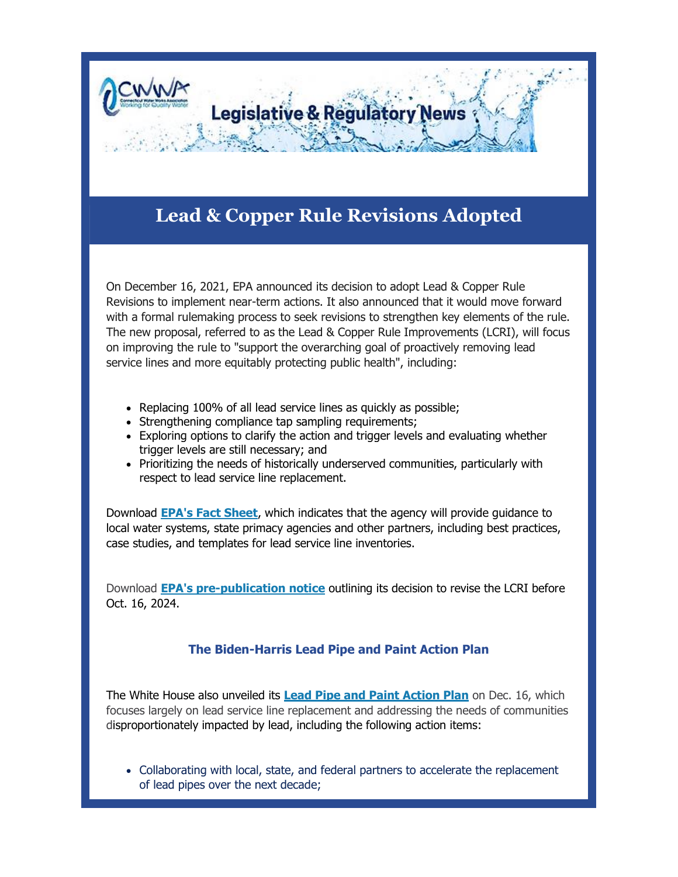# Lead & Copper Rule Revisions Adopted

On December 16, 2021, EPA announced its decision to adopt Lead & Copper Rule Revisions to implement near-term actions. It also announced that it would move forward with a formal rulemaking process to seek revisions to strengthen key elements of the rule. The new proposal, referred to as the Lead & Copper Rule Improvements (LCRI), will focus on improving the rule to "support the overarching goal of proactively removing lead service lines and more equitably protecting public health", including:

- Replacing 100% of all lead service lines as quickly as possible;
- Strengthening compliance tap sampling requirements;
- Exploring options to clarify the action and trigger levels and evaluating whether trigger levels are still necessary; and
- Prioritizing the needs of historically underserved communities, particularly with respect to lead service line replacement.

Download **EPA's Fact Sheet**, which indicates that the agency will provide guidance to local water systems, state primacy agencies and other partners, including best practices, case studies, and templates for lead service line inventories.

Download **EPA's pre-publication notice** outlining its decision to revise the LCRI before Oct. 16, 2024.

### The Biden-Harris Lead Pipe and Paint Action Plan

The White House also unveiled its **Lead Pipe and Paint Action Plan** on Dec. 16, which focuses largely on lead service line replacement and addressing the needs of communities disproportionately impacted by lead, including the following action items:

- Collaborating with local, state, and federal partners to accelerate the replacement of lead pipes over the next decade;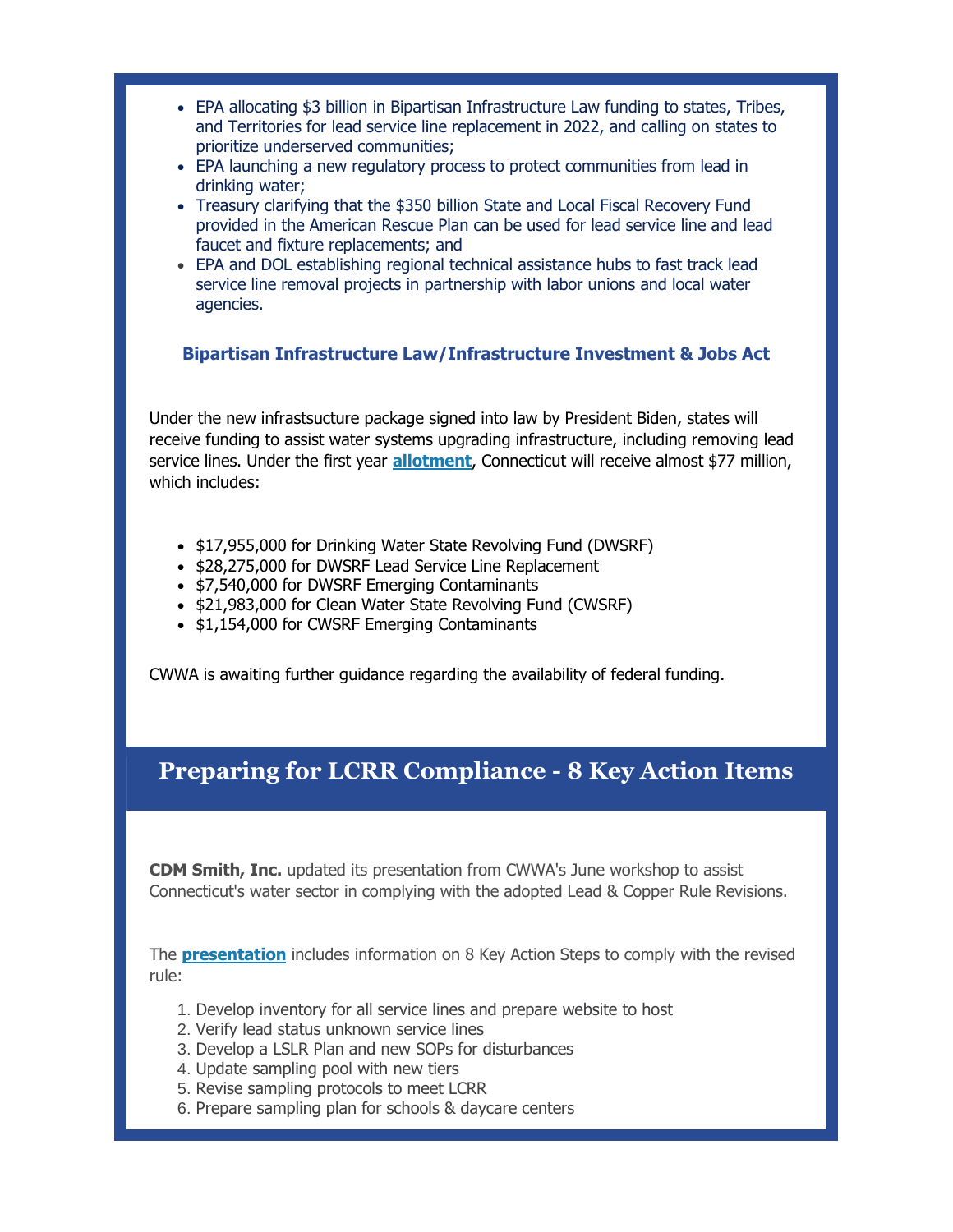- EPA allocating $3 billion in Bipartisan Infrastructure Law funding to states, Tribes, and Territories for lead service line replacement in 2022, and calling on states to prioritize underserved communities;
- EPA launching a new regulatory process to protect communities from lead in drinking water;
- Treasury clarifying that the $350 billion State and Local Fiscal Recovery Fund provided in the American Rescue Plan can be used for lead service line and lead faucet and fixture replacements; and
- EPA and DOL establishing regional technical assistance hubs to fast track lead service line removal projects in partnership with labor unions and local water agencies.

### Bipartisan Infrastructure Law/Infrastructure Investment & Jobs Act

Under the new infrastsucture package signed into law by President Biden, states will receive funding to assist water systems upgrading infrastructure, including removing lead service lines. Under the first year **allotment**, Connecticut will receive almost $77 million, which includes:

- $17,955,000 for Drinking Water State Revolving Fund (DWSRF)
- $28,275,000 for DWSRF Lead Service Line Replacement
- $7,540,000 for DWSRF Emerging Contaminants
- $21,983,000 for Clean Water State Revolving Fund (CWSRF)
- $1,154,000 for CWSRF Emerging Contaminants

CWWA is awaiting further guidance regarding the availability of federal funding.

## Preparing for LCRR Compliance - 8 Key Action Items

**CDM Smith, Inc.** updated its presentation from CWWA's June workshop to assist Connecticut's water sector in complying with the adopted Lead & Copper Rule Revisions.

The **presentation** includes information on 8 Key Action Steps to comply with the revised rule:

1. Develop inventory for all service lines and prepare website to host
2. Verify lead status unknown service lines
3. Develop a LSLR Plan and new SOPs for disturbances
4. Update sampling pool with new tiers
5. Revise sampling protocols to meet LCRR
6. Prepare sampling plan for schools & daycare centers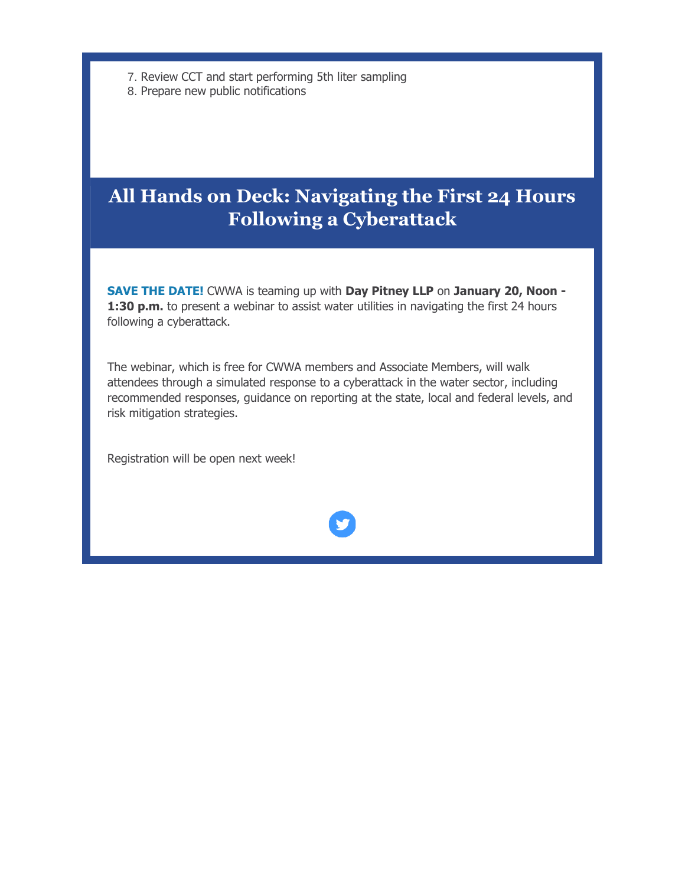7. Review CCT and start performing 5th liter sampling
8. Prepare new public notifications

## All Hands on Deck: Navigating the First 24 Hours Following a Cyberattack

**SAVE THE DATE!** CWWA is teaming up with **Day Pitney LLP** on **January 20, Noon - 1:30 p.m.** to present a webinar to assist water utilities in navigating the first 24 hours following a cyberattack.

The webinar, which is free for CWWA members and Associate Members, will walk attendees through a simulated response to a cyberattack in the water sector, including recommended responses, guidance on reporting at the state, local and federal levels, and risk mitigation strategies.

Registration will be open next week!